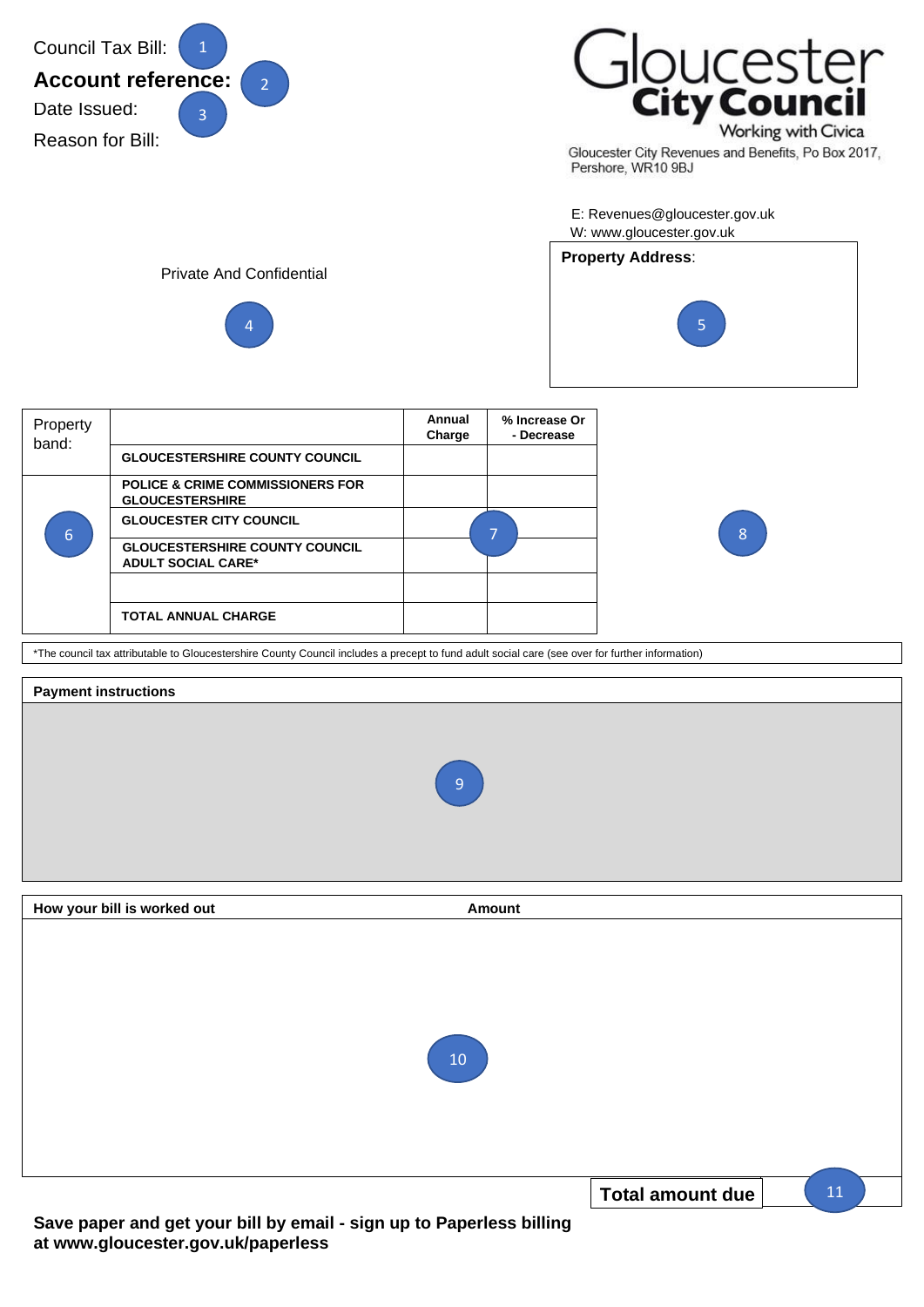Council Tax Bill: 1

**Account reference:** 2

Date Issued: 3

Reason for Bill:

Gloucester City Council
Working with Civica

Gloucester City Revenues and Benefits, Po Box 2017, Pershore, WR10 9BJ

E: Revenues@gloucester.gov.uk
W: www.gloucester.gov.uk

Private And Confidential

4

**Property Address**:

5

| Property band: | | Annual Charge | % Increase Or - Decrease |
|---|---|---|---|
| | **GLOUCESTERSHIRE COUNTY COUNCIL** | | |
| 6 | **POLICE & CRIME COMMISSIONERS FOR GLOUCESTERSHIRE** | | |
| | **GLOUCESTER CITY COUNCIL** | 7 | |
| | **GLOUCESTERSHIRE COUNTY COUNCIL ADULT SOCIAL CARE*** | | |
| | | | |
| | **TOTAL ANNUAL CHARGE** | | |

8

*The council tax attributable to Gloucestershire County Council includes a precept to fund adult social care (see over for further information)

**Payment instructions**

9

| **How your bill is worked out** | **Amount** |
|---|---|
| 10 | |

**Total amount due** 11

**Save paper and get your bill by email - sign up to Paperless billing at www.gloucester.gov.uk/paperless**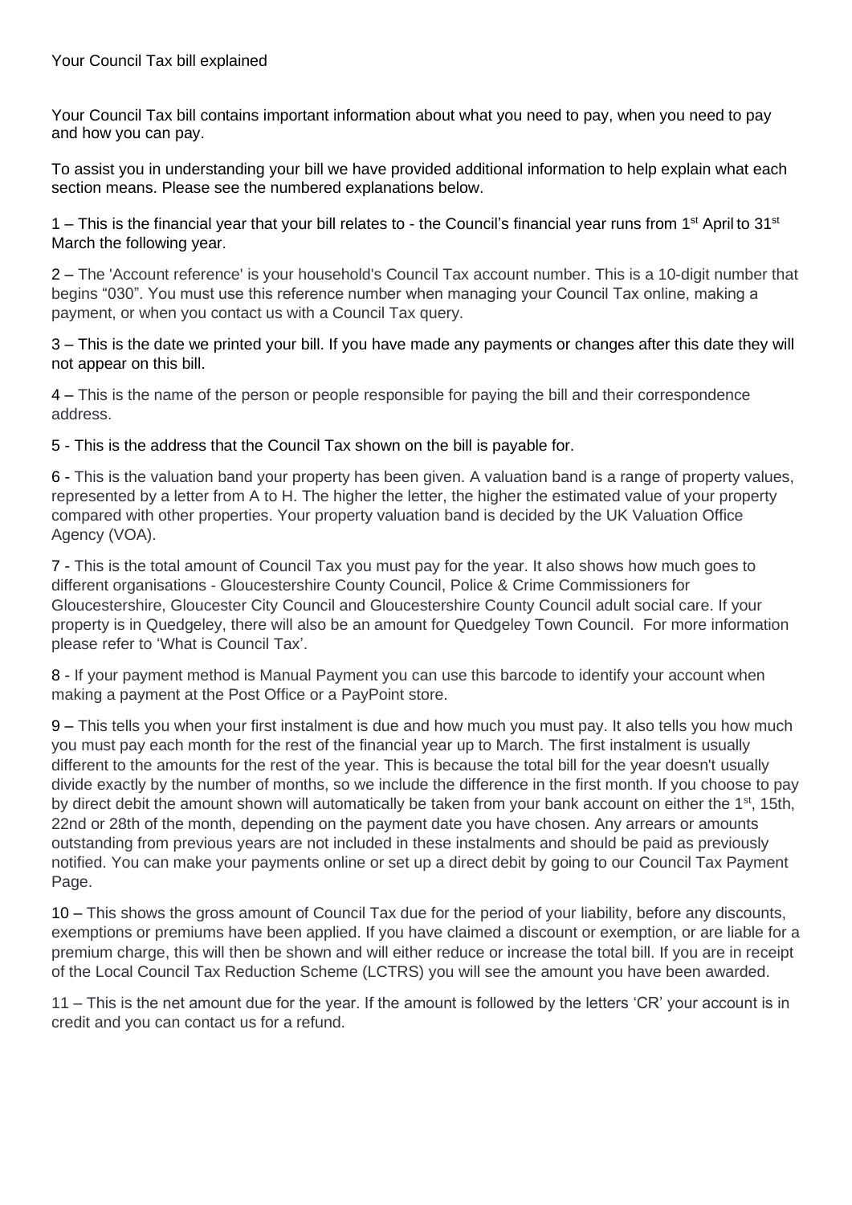Your Council Tax bill explained

Your Council Tax bill contains important information about what you need to pay, when you need to pay and how you can pay.

To assist you in understanding your bill we have provided additional information to help explain what each section means. Please see the numbered explanations below.

1 – This is the financial year that your bill relates to - the Council's financial year runs from 1st April to 31st March the following year.

2 – The 'Account reference' is your household's Council Tax account number. This is a 10-digit number that begins "030". You must use this reference number when managing your Council Tax online, making a payment, or when you contact us with a Council Tax query.

3 – This is the date we printed your bill. If you have made any payments or changes after this date they will not appear on this bill.

4 – This is the name of the person or people responsible for paying the bill and their correspondence address.

5 - This is the address that the Council Tax shown on the bill is payable for.

6 - This is the valuation band your property has been given. A valuation band is a range of property values, represented by a letter from A to H. The higher the letter, the higher the estimated value of your property compared with other properties. Your property valuation band is decided by the UK Valuation Office Agency (VOA).

7 - This is the total amount of Council Tax you must pay for the year. It also shows how much goes to different organisations - Gloucestershire County Council, Police & Crime Commissioners for Gloucestershire, Gloucester City Council and Gloucestershire County Council adult social care. If your property is in Quedgeley, there will also be an amount for Quedgeley Town Council. For more information please refer to 'What is Council Tax'.

8 - If your payment method is Manual Payment you can use this barcode to identify your account when making a payment at the Post Office or a PayPoint store.

9 – This tells you when your first instalment is due and how much you must pay. It also tells you how much you must pay each month for the rest of the financial year up to March. The first instalment is usually different to the amounts for the rest of the year. This is because the total bill for the year doesn't usually divide exactly by the number of months, so we include the difference in the first month. If you choose to pay by direct debit the amount shown will automatically be taken from your bank account on either the 1st, 15th, 22nd or 28th of the month, depending on the payment date you have chosen. Any arrears or amounts outstanding from previous years are not included in these instalments and should be paid as previously notified. You can make your payments online or set up a direct debit by going to our Council Tax Payment Page.

10 – This shows the gross amount of Council Tax due for the period of your liability, before any discounts, exemptions or premiums have been applied. If you have claimed a discount or exemption, or are liable for a premium charge, this will then be shown and will either reduce or increase the total bill. If you are in receipt of the Local Council Tax Reduction Scheme (LCTRS) you will see the amount you have been awarded.

11 – This is the net amount due for the year. If the amount is followed by the letters 'CR' your account is in credit and you can contact us for a refund.